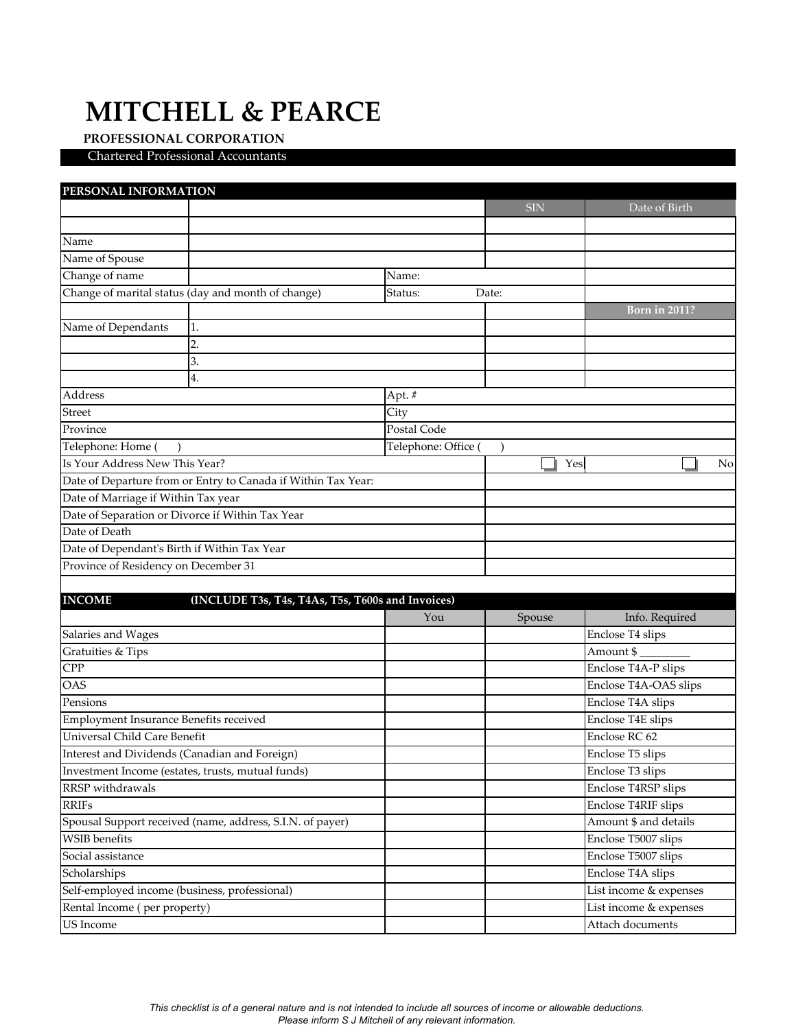# MITCHELL & PEARCE

**PROFESSIONAL CORPORATION**

Chartered Professional Accountants

| **PERSONAL INFORMATION** | | | | |
|---|---|---|---|---|
| | | | SIN | Date of Birth |
| | | | | |
| Name | | | | |
| Name of Spouse | | | | |
| Change of name | | Name: | | |
| Change of marital status (day and month of change) | | Status: Date: | | |
| | | | | **Born in 2011?** |
| Name of Dependants | 1. | | | |
| | 2. | | | |
| | 3. | | | |
| | 4. | | | |
| Address | | Apt. # | | |
| Street | | City | | |
| Province | | Postal Code | | |
| Telephone: Home ( ) | | Telephone: Office ( ) | | |
| Is Your Address New This Year? | | | ☐ Yes | ☐ No |
| Date of Departure from or Entry to Canada if Within Tax Year: | | | | |
| Date of Marriage if Within Tax year | | | | |
| Date of Separation or Divorce if Within Tax Year | | | | |
| Date of Death | | | | |
| Date of Dependant's Birth if Within Tax Year | | | | |
| Province of Residency on December 31 | | | | |

| **INCOME** (INCLUDE T3s, T4s, T4As, T5s, T600s and Invoices) | You | Spouse | Info. Required |
|---|---|---|---|
| Salaries and Wages | | | Enclose T4 slips |
| Gratuities & Tips | | | Amount $ ________ |
| CPP | | | Enclose T4A-P slips |
| OAS | | | Enclose T4A-OAS slips |
| Pensions | | | Enclose T4A slips |
| Employment Insurance Benefits received | | | Enclose T4E slips |
| Universal Child Care Benefit | | | Enclose RC 62 |
| Interest and Dividends (Canadian and Foreign) | | | Enclose T5 slips |
| Investment Income (estates, trusts, mutual funds) | | | Enclose T3 slips |
| RRSP withdrawals | | | Enclose T4RSP slips |
| RRIFs | | | Enclose T4RIF slips |
| Spousal Support received (name, address, S.I.N. of payer) | | | Amount $ and details |
| WSIB benefits | | | Enclose T5007 slips |
| Social assistance | | | Enclose T5007 slips |
| Scholarships | | | Enclose T4A slips |
| Self-employed income (business, professional) | | | List income & expenses |
| Rental Income ( per property) | | | List income & expenses |
| US Income | | | Attach documents |

*This checklist is of a general nature and is not intended to include all sources of income or allowable deductions.*
*Please inform S J Mitchell of any relevant information.*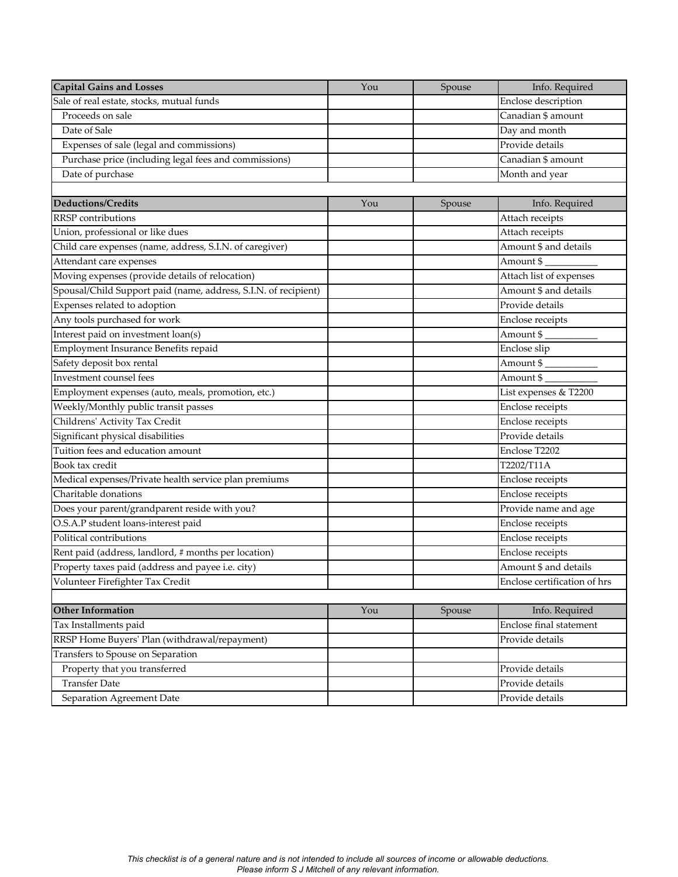| **Capital Gains and Losses** | You | Spouse | Info. Required |
|---|---|---|---|
| Sale of real estate, stocks, mutual funds | | | Enclose description |
| Proceeds on sale | | | Canadian $ amount |
| Date of Sale | | | Day and month |
| Expenses of sale (legal and commissions) | | | Provide details |
| Purchase price (including legal fees and commissions) | | | Canadian $ amount |
| Date of purchase | | | Month and year |

| **Deductions/Credits** | You | Spouse | Info. Required |
|---|---|---|---|
| RRSP contributions | | | Attach receipts |
| Union, professional or like dues | | | Attach receipts |
| Child care expenses (name, address, S.I.N. of caregiver) | | | Amount $ and details |
| Attendant care expenses | | | Amount $ __________ |
| Moving expenses (provide details of relocation) | | | Attach list of expenses |
| Spousal/Child Support paid (name, address, S.I.N. of recipient) | | | Amount $ and details |
| Expenses related to adoption | | | Provide details |
| Any tools purchased for work | | | Enclose receipts |
| Interest paid on investment loan(s) | | | Amount $ __________ |
| Employment Insurance Benefits repaid | | | Enclose slip |
| Safety deposit box rental | | | Amount $ __________ |
| Investment counsel fees | | | Amount $ __________ |
| Employment expenses (auto, meals, promotion, etc.) | | | List expenses & T2200 |
| Weekly/Monthly public transit passes | | | Enclose receipts |
| Childrens' Activity Tax Credit | | | Enclose receipts |
| Significant physical disabilities | | | Provide details |
| Tuition fees and education amount | | | Enclose T2202 |
| Book tax credit | | | T2202/T11A |
| Medical expenses/Private health service plan premiums | | | Enclose receipts |
| Charitable donations | | | Enclose receipts |
| Does your parent/grandparent reside with you? | | | Provide name and age |
| O.S.A.P student loans-interest paid | | | Enclose receipts |
| Political contributions | | | Enclose receipts |
| Rent paid (address, landlord, # months per location) | | | Enclose receipts |
| Property taxes paid (address and payee i.e. city) | | | Amount $ and details |
| Volunteer Firefighter Tax Credit | | | Enclose certification of hrs |

| **Other Information** | You | Spouse | Info. Required |
|---|---|---|---|
| Tax Installments paid | | | Enclose final statement |
| RRSP Home Buyers' Plan (withdrawal/repayment) | | | Provide details |
| Transfers to Spouse on Separation | | | |
| Property that you transferred | | | Provide details |
| Transfer Date | | | Provide details |
| Separation Agreement Date | | | Provide details |

*This checklist is of a general nature and is not intended to include all sources of income or allowable deductions. Please inform S J Mitchell of any relevant information.*